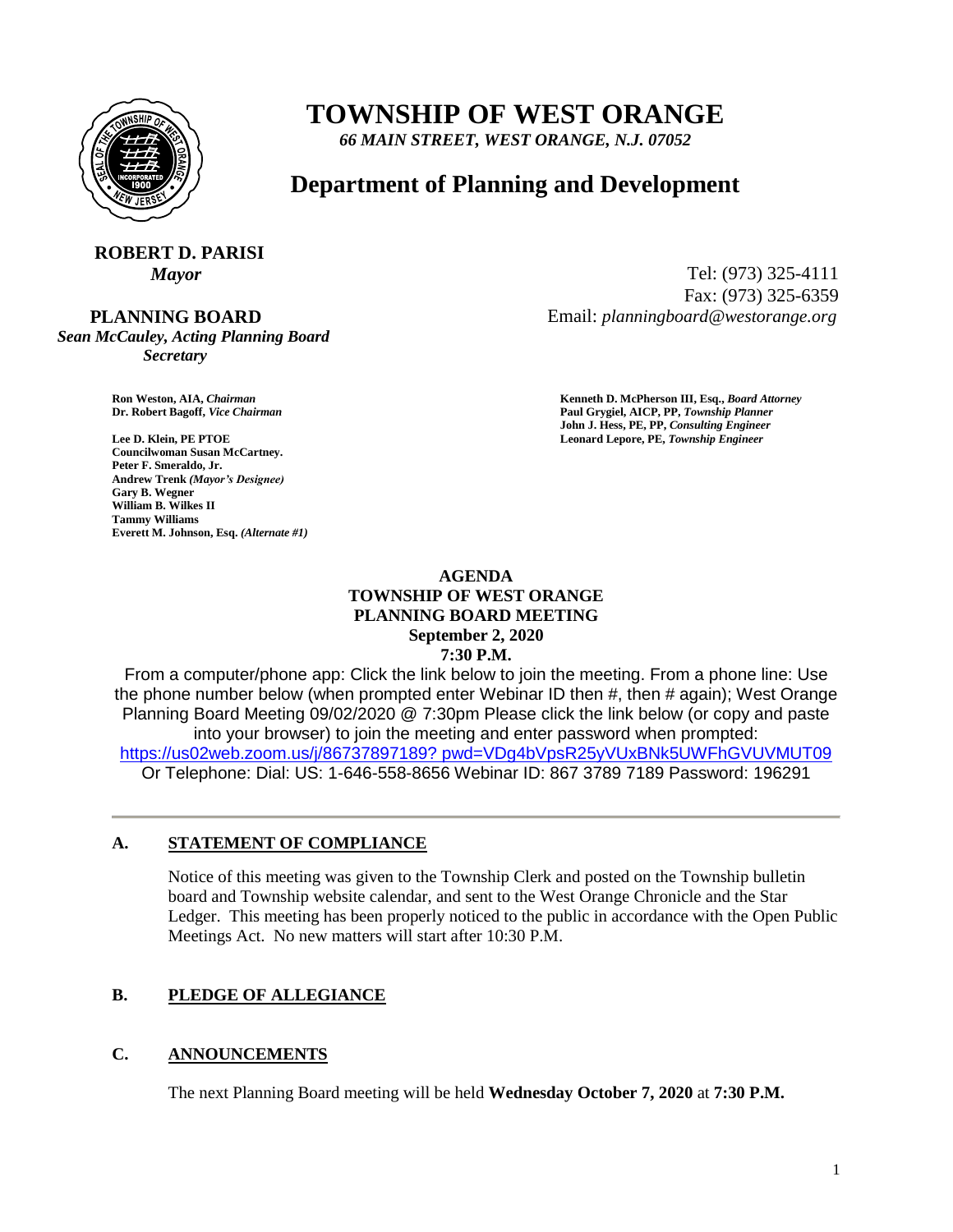# TOWNSHIP OF WEST ORANGE

*66 MAIN STREET, WEST ORANGE, N.J. 07052*

## Department of Planning and Development

**ROBERT D. PARISI**
*Mayor*

Tel: (973) 325-4111
Fax: (973) 325-6359
Email: *planningboard@westorange.org*

**PLANNING BOARD**
*Sean McCauley, Acting Planning Board Secretary*

**Ron Weston, AIA,** ***Chairman***
**Dr. Robert Bagoff,** ***Vice Chairman***

**Lee D. Klein, PE PTOE**
**Councilwoman Susan McCartney.**
**Peter F. Smeraldo, Jr.**
**Andrew Trenk** ***(Mayor's Designee)***
**Gary B. Wegner**
**William B. Wilkes II**
**Tammy Williams**
**Everett M. Johnson, Esq.** ***(Alternate #1)***

**Kenneth D. McPherson III, Esq.,** ***Board Attorney***
**Paul Grygiel, AICP, PP,** ***Township Planner***
**John J. Hess, PE, PP,** ***Consulting Engineer***
**Leonard Lepore, PE,** ***Township Engineer***

**AGENDA**
**TOWNSHIP OF WEST ORANGE**
**PLANNING BOARD MEETING**
**September 2, 2020**
**7:30 P.M.**

From a computer/phone app: Click the link below to join the meeting. From a phone line: Use the phone number below (when prompted enter Webinar ID then #, then # again); West Orange Planning Board Meeting 09/02/2020 @ 7:30pm Please click the link below (or copy and paste into your browser) to join the meeting and enter password when prompted:
https://us02web.zoom.us/j/86737897189? pwd=VDg4bVpsR25yVUxBNk5UWFhGVUVMUT09
Or Telephone: Dial: US: 1-646-558-8656 Webinar ID: 867 3789 7189 Password: 196291

---

### A. STATEMENT OF COMPLIANCE

Notice of this meeting was given to the Township Clerk and posted on the Township bulletin board and Township website calendar, and sent to the West Orange Chronicle and the Star Ledger. This meeting has been properly noticed to the public in accordance with the Open Public Meetings Act. No new matters will start after 10:30 P.M.

### B. PLEDGE OF ALLEGIANCE

### C. ANNOUNCEMENTS

The next Planning Board meeting will be held **Wednesday October 7, 2020** at **7:30 P.M.**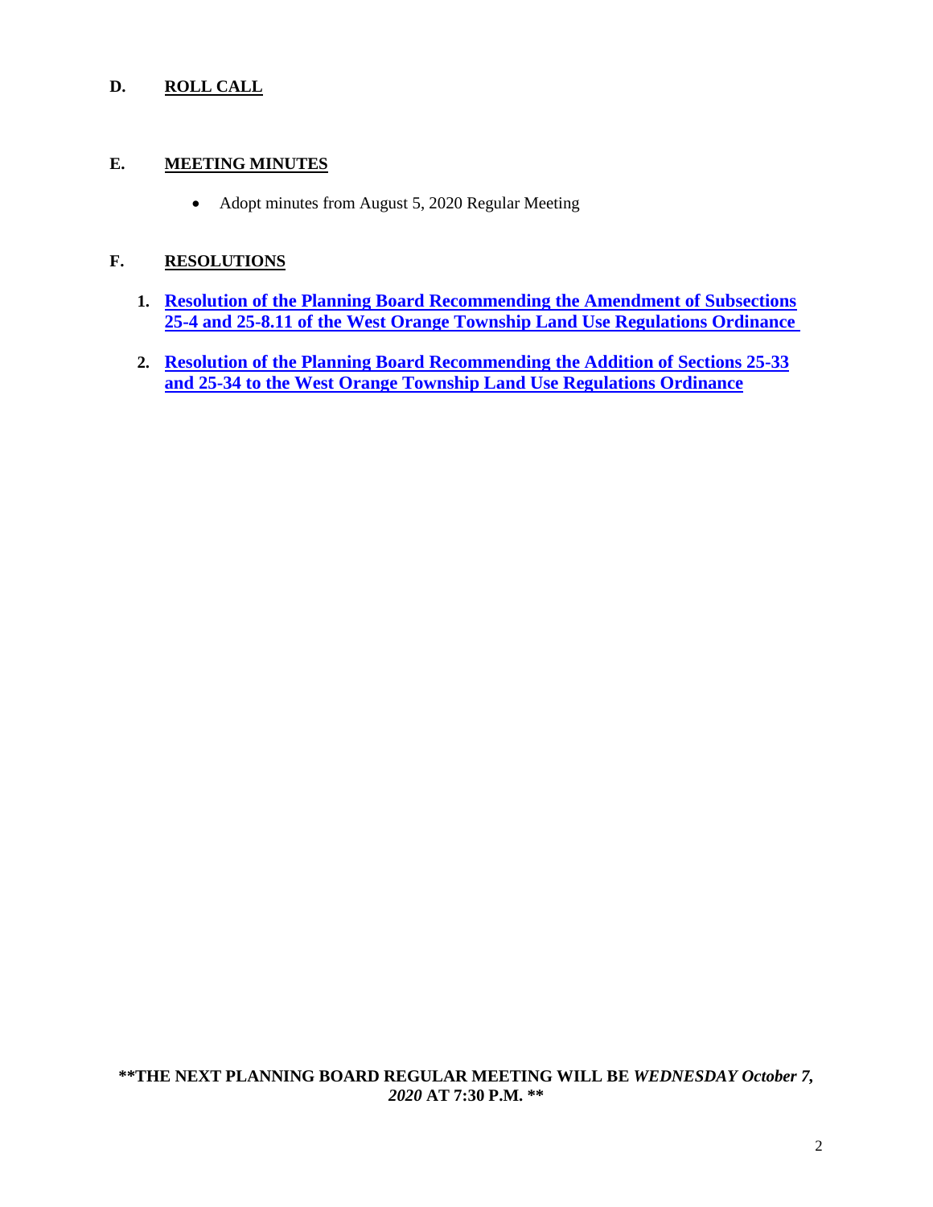**D. ROLL CALL**

**E. MEETING MINUTES**

- Adopt minutes from August 5, 2020 Regular Meeting

**F. RESOLUTIONS**

1. **Resolution of the Planning Board Recommending the Amendment of Subsections 25-4 and 25-8.11 of the West Orange Township Land Use Regulations Ordinance**

2. **Resolution of the Planning Board Recommending the Addition of Sections 25-33 and 25-34 to the West Orange Township Land Use Regulations Ordinance**

**\*\*THE NEXT PLANNING BOARD REGULAR MEETING WILL BE *WEDNESDAY October 7, 2020* AT 7:30 P.M. \*\***